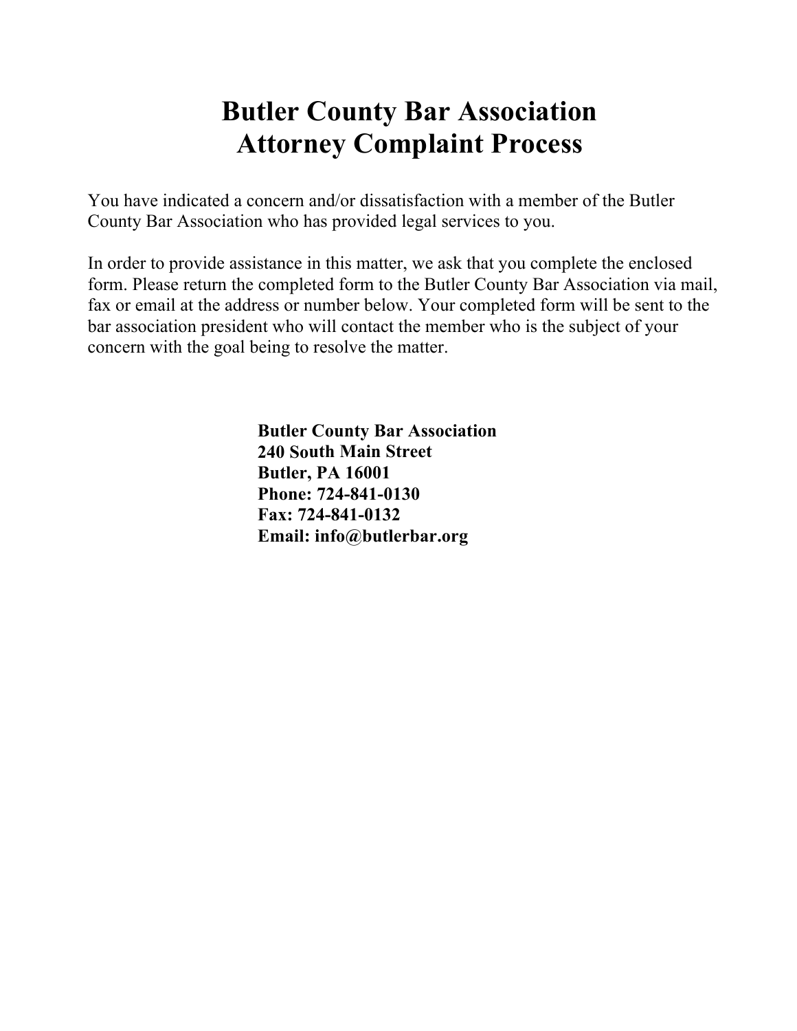# Butler County Bar Association
# Attorney Complaint Process

You have indicated a concern and/or dissatisfaction with a member of the Butler County Bar Association who has provided legal services to you.

In order to provide assistance in this matter, we ask that you complete the enclosed form. Please return the completed form to the Butler County Bar Association via mail, fax or email at the address or number below. Your completed form will be sent to the bar association president who will contact the member who is the subject of your concern with the goal being to resolve the matter.

**Butler County Bar Association**
**240 South Main Street**
**Butler, PA 16001**
**Phone: 724-841-0130**
**Fax: 724-841-0132**
**Email: info@butlerbar.org**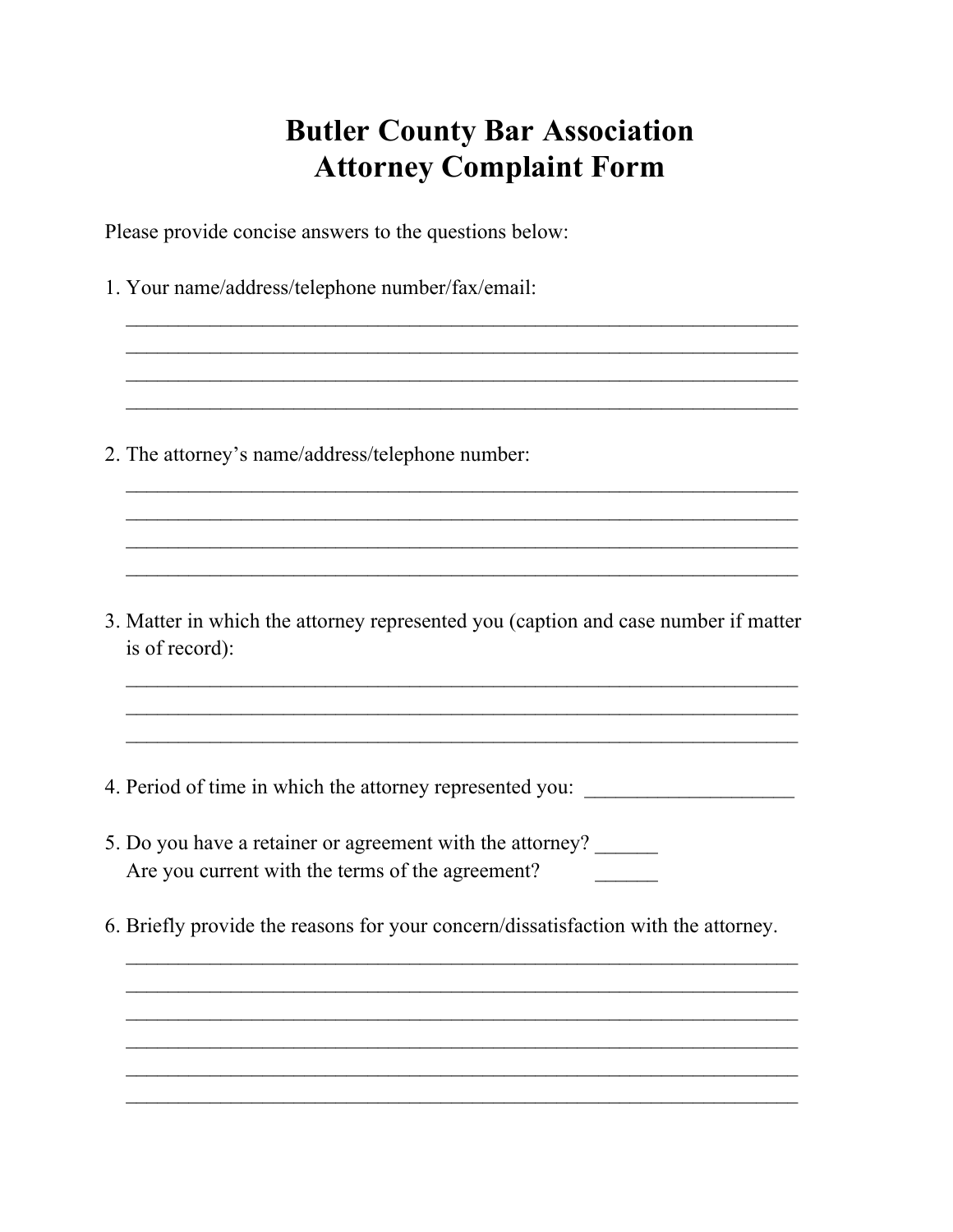# Butler County Bar Association
# Attorney Complaint Form

Please provide concise answers to the questions below:

1. Your name/address/telephone number/fax/email:

   ____________________________________________________________________
   ____________________________________________________________________
   ____________________________________________________________________
   ____________________________________________________________________

2. The attorney's name/address/telephone number:

   ____________________________________________________________________
   ____________________________________________________________________
   ____________________________________________________________________
   ____________________________________________________________________

3. Matter in which the attorney represented you (caption and case number if matter is of record):

   ____________________________________________________________________
   ____________________________________________________________________
   ____________________________________________________________________

4. Period of time in which the attorney represented you: ____________________

5. Do you have a retainer or agreement with the attorney? ______
   Are you current with the terms of the agreement? ______

6. Briefly provide the reasons for your concern/dissatisfaction with the attorney.

   ____________________________________________________________________
   ____________________________________________________________________
   ____________________________________________________________________
   ____________________________________________________________________
   ____________________________________________________________________
   ____________________________________________________________________